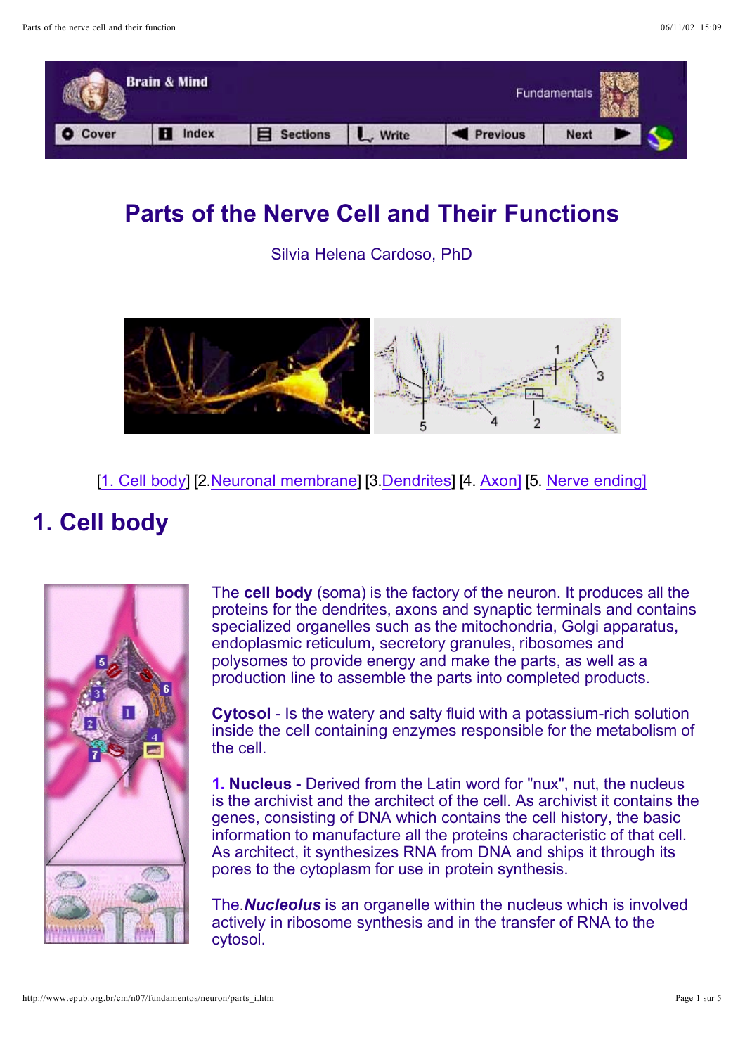# Parts of the Nerve Cell and Their Functions

Silvia Helena Cardoso, PhD

[1. Cell body] [2.Neuronal membrane] [3.Dendrites] [4. Axon] [5. Nerve ending]

## 1. Cell body

The **cell body** (soma) is the factory of the neuron. It produces all the proteins for the dendrites, axons and synaptic terminals and contains specialized organelles such as the mitochondria, Golgi apparatus, endoplasmic reticulum, secretory granules, ribosomes and polysomes to provide energy and make the parts, as well as a production line to assemble the parts into completed products.

**Cytosol** - Is the watery and salty fluid with a potassium-rich solution inside the cell containing enzymes responsible for the metabolism of the cell.

**1. Nucleus** - Derived from the Latin word for "nux", nut, the nucleus is the archivist and the architect of the cell. As archivist it contains the genes, consisting of DNA which contains the cell history, the basic information to manufacture all the proteins characteristic of that cell. As architect, it synthesizes RNA from DNA and ships it through its pores to the cytoplasm for use in protein synthesis.

The.***Nucleolus*** is an organelle within the nucleus which is involved actively in ribosome synthesis and in the transfer of RNA to the cytosol.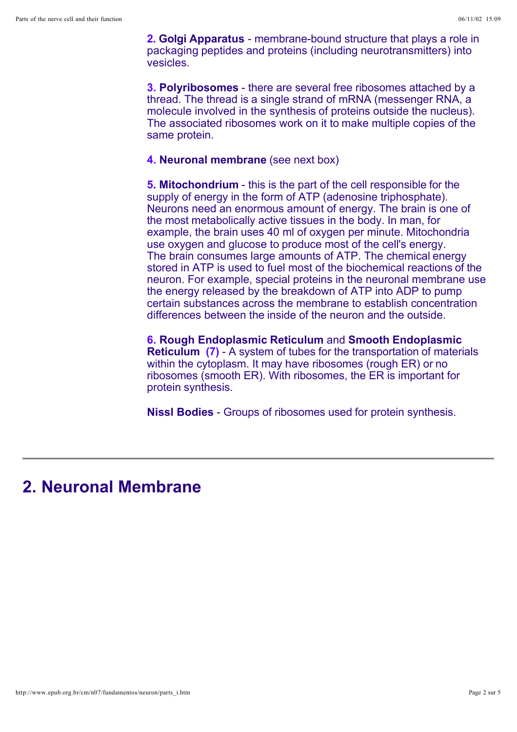**2. Golgi Apparatus** - membrane-bound structure that plays a role in packaging peptides and proteins (including neurotransmitters) into vesicles.

**3. Polyribosomes** - there are several free ribosomes attached by a thread. The thread is a single strand of mRNA (messenger RNA, a molecule involved in the synthesis of proteins outside the nucleus). The associated ribosomes work on it to make multiple copies of the same protein.

**4. Neuronal membrane** (see next box)

**5. Mitochondrium** - this is the part of the cell responsible for the supply of energy in the form of ATP (adenosine triphosphate). Neurons need an enormous amount of energy. The brain is one of the most metabolically active tissues in the body. In man, for example, the brain uses 40 ml of oxygen per minute. Mitochondria use oxygen and glucose to produce most of the cell's energy. The brain consumes large amounts of ATP. The chemical energy stored in ATP is used to fuel most of the biochemical reactions of the neuron. For example, special proteins in the neuronal membrane use the energy released by the breakdown of ATP into ADP to pump certain substances across the membrane to establish concentration differences between the inside of the neuron and the outside.

**6. Rough Endoplasmic Reticulum** and **Smooth Endoplasmic Reticulum (7)** - A system of tubes for the transportation of materials within the cytoplasm. It may have ribosomes (rough ER) or no ribosomes (smooth ER). With ribosomes, the ER is important for protein synthesis.

**Nissl Bodies** - Groups of ribosomes used for protein synthesis.

---

## 2. Neuronal Membrane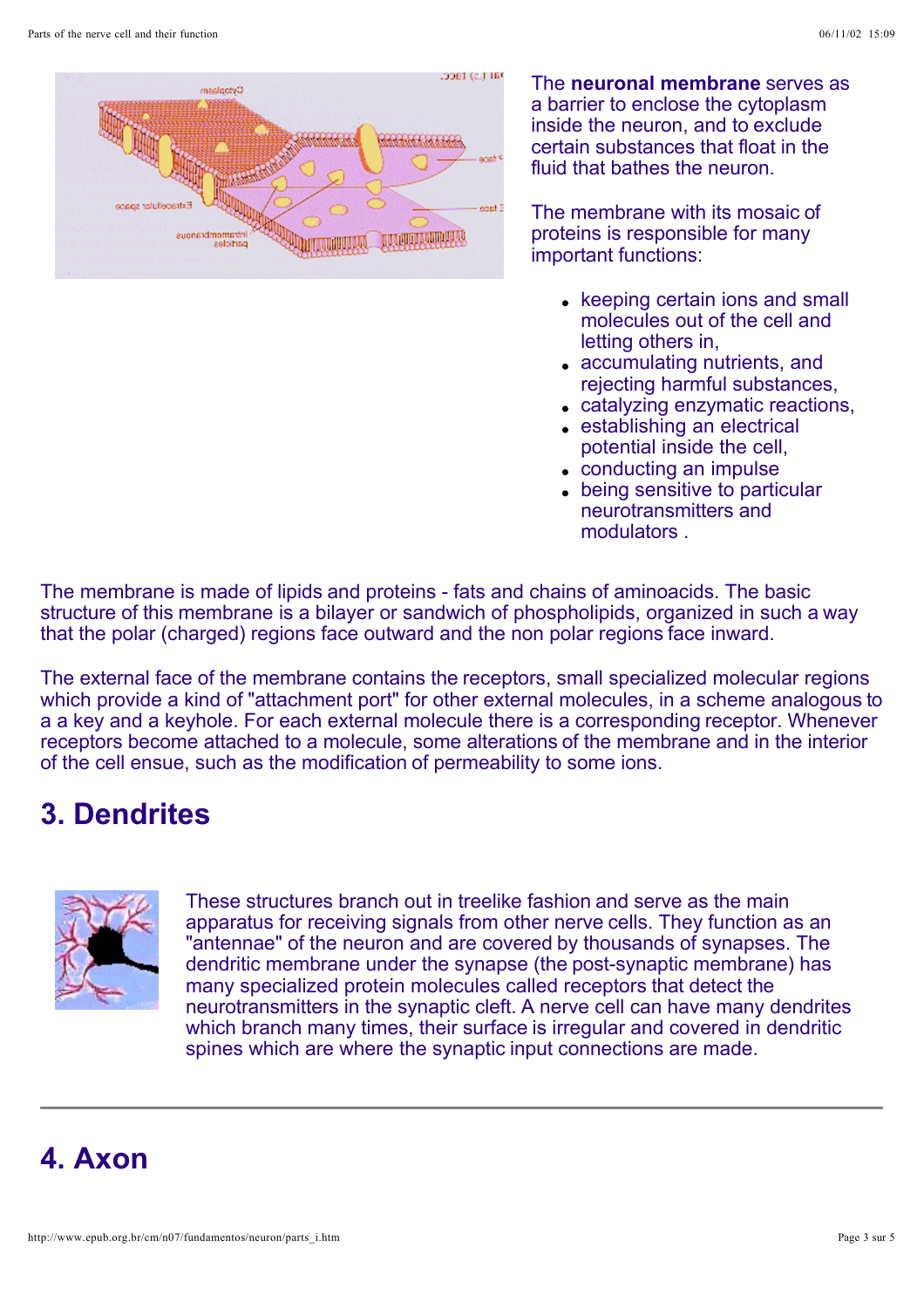The **neuronal membrane** serves as a barrier to enclose the cytoplasm inside the neuron, and to exclude certain substances that float in the fluid that bathes the neuron.

The membrane with its mosaic of proteins is responsible for many important functions:

- keeping certain ions and small molecules out of the cell and letting others in,
- accumulating nutrients, and rejecting harmful substances,
- catalyzing enzymatic reactions,
- establishing an electrical potential inside the cell,
- conducting an impulse
- being sensitive to particular neurotransmitters and modulators .

The membrane is made of lipids and proteins - fats and chains of aminoacids. The basic structure of this membrane is a bilayer or sandwich of phospholipids, organized in such a way that the polar (charged) regions face outward and the non polar regions face inward.

The external face of the membrane contains the receptors, small specialized molecular regions which provide a kind of "attachment port" for other external molecules, in a scheme analogous to a a key and a keyhole. For each external molecule there is a corresponding receptor. Whenever receptors become attached to a molecule, some alterations of the membrane and in the interior of the cell ensue, such as the modification of permeability to some ions.

## 3. Dendrites

These structures branch out in treelike fashion and serve as the main apparatus for receiving signals from other nerve cells. They function as an "antennae" of the neuron and are covered by thousands of synapses. The dendritic membrane under the synapse (the post-synaptic membrane) has many specialized protein molecules called receptors that detect the neurotransmitters in the synaptic cleft. A nerve cell can have many dendrites which branch many times, their surface is irregular and covered in dendritic spines which are where the synaptic input connections are made.

---

## 4. Axon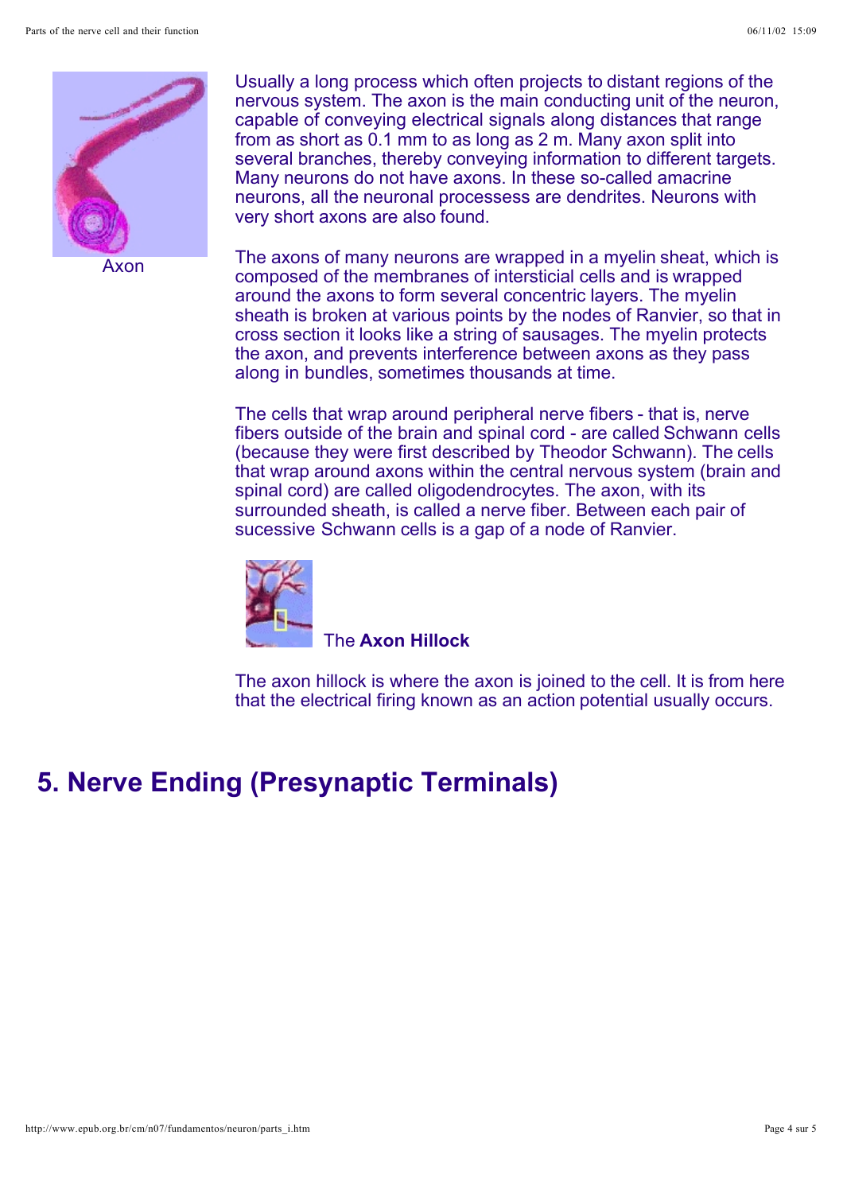Axon

Usually a long process which often projects to distant regions of the nervous system. The axon is the main conducting unit of the neuron, capable of conveying electrical signals along distances that range from as short as 0.1 mm to as long as 2 m. Many axon split into several branches, thereby conveying information to different targets. Many neurons do not have axons. In these so-called amacrine neurons, all the neuronal processess are dendrites. Neurons with very short axons are also found.

The axons of many neurons are wrapped in a myelin sheat, which is composed of the membranes of intersticial cells and is wrapped around the axons to form several concentric layers. The myelin sheath is broken at various points by the nodes of Ranvier, so that in cross section it looks like a string of sausages. The myelin protects the axon, and prevents interference between axons as they pass along in bundles, sometimes thousands at time.

The cells that wrap around peripheral nerve fibers - that is, nerve fibers outside of the brain and spinal cord - are called Schwann cells (because they were first described by Theodor Schwann). The cells that wrap around axons within the central nervous system (brain and spinal cord) are called oligodendrocytes. The axon, with its surrounded sheath, is called a nerve fiber. Between each pair of sucessive Schwann cells is a gap of a node of Ranvier.

The **Axon Hillock**

The axon hillock is where the axon is joined to the cell. It is from here that the electrical firing known as an action potential usually occurs.

## 5. Nerve Ending (Presynaptic Terminals)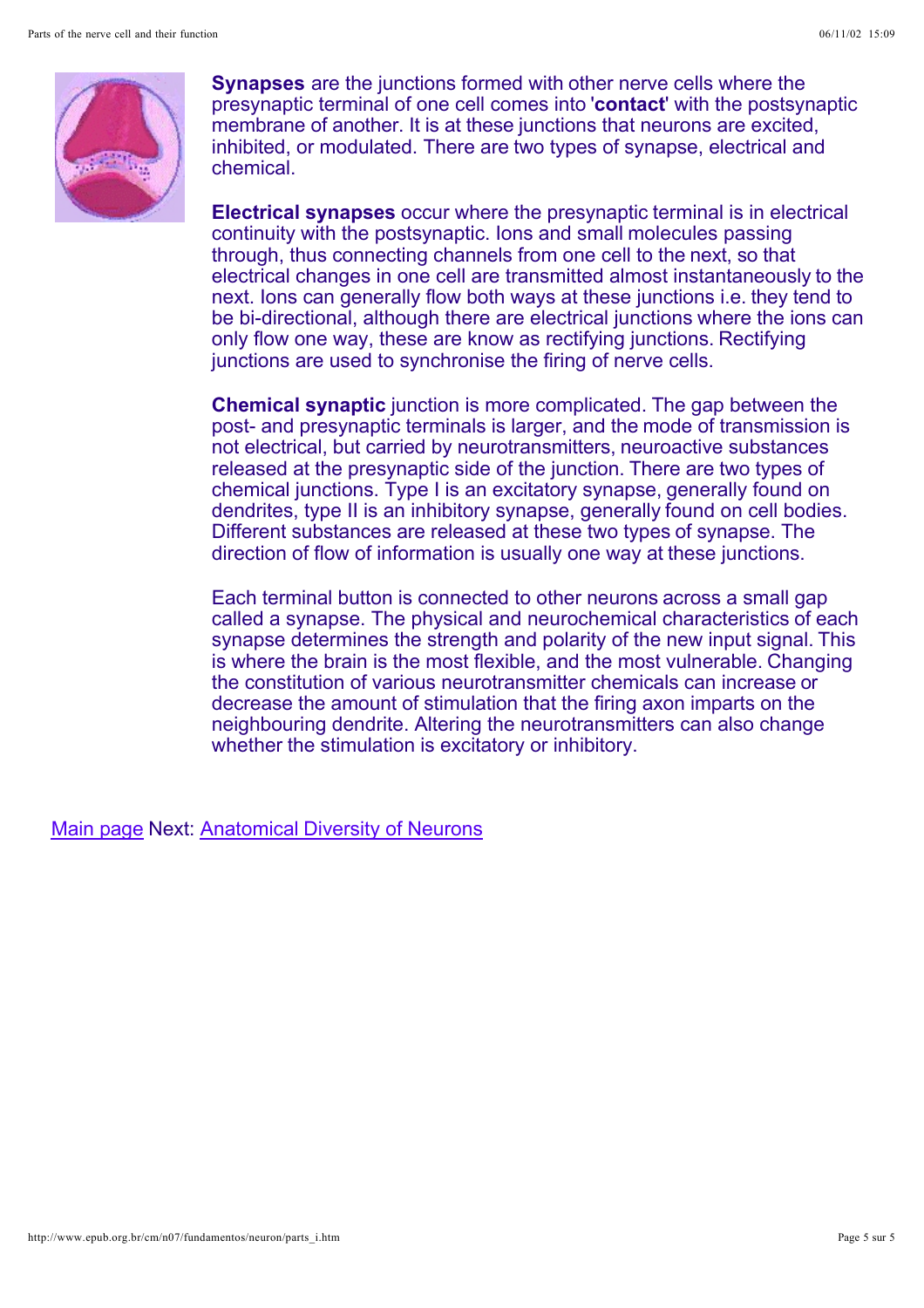**Synapses** are the junctions formed with other nerve cells where the presynaptic terminal of one cell comes into '**contact**' with the postsynaptic membrane of another. It is at these junctions that neurons are excited, inhibited, or modulated. There are two types of synapse, electrical and chemical.

**Electrical synapses** occur where the presynaptic terminal is in electrical continuity with the postsynaptic. Ions and small molecules passing through, thus connecting channels from one cell to the next, so that electrical changes in one cell are transmitted almost instantaneously to the next. Ions can generally flow both ways at these junctions i.e. they tend to be bi-directional, although there are electrical junctions where the ions can only flow one way, these are know as rectifying junctions. Rectifying junctions are used to synchronise the firing of nerve cells.

**Chemical synaptic** junction is more complicated. The gap between the post- and presynaptic terminals is larger, and the mode of transmission is not electrical, but carried by neurotransmitters, neuroactive substances released at the presynaptic side of the junction. There are two types of chemical junctions. Type I is an excitatory synapse, generally found on dendrites, type II is an inhibitory synapse, generally found on cell bodies. Different substances are released at these two types of synapse. The direction of flow of information is usually one way at these junctions.

Each terminal button is connected to other neurons across a small gap called a synapse. The physical and neurochemical characteristics of each synapse determines the strength and polarity of the new input signal. This is where the brain is the most flexible, and the most vulnerable. Changing the constitution of various neurotransmitter chemicals can increase or decrease the amount of stimulation that the firing axon imparts on the neighbouring dendrite. Altering the neurotransmitters can also change whether the stimulation is excitatory or inhibitory.

Main page Next: Anatomical Diversity of Neurons